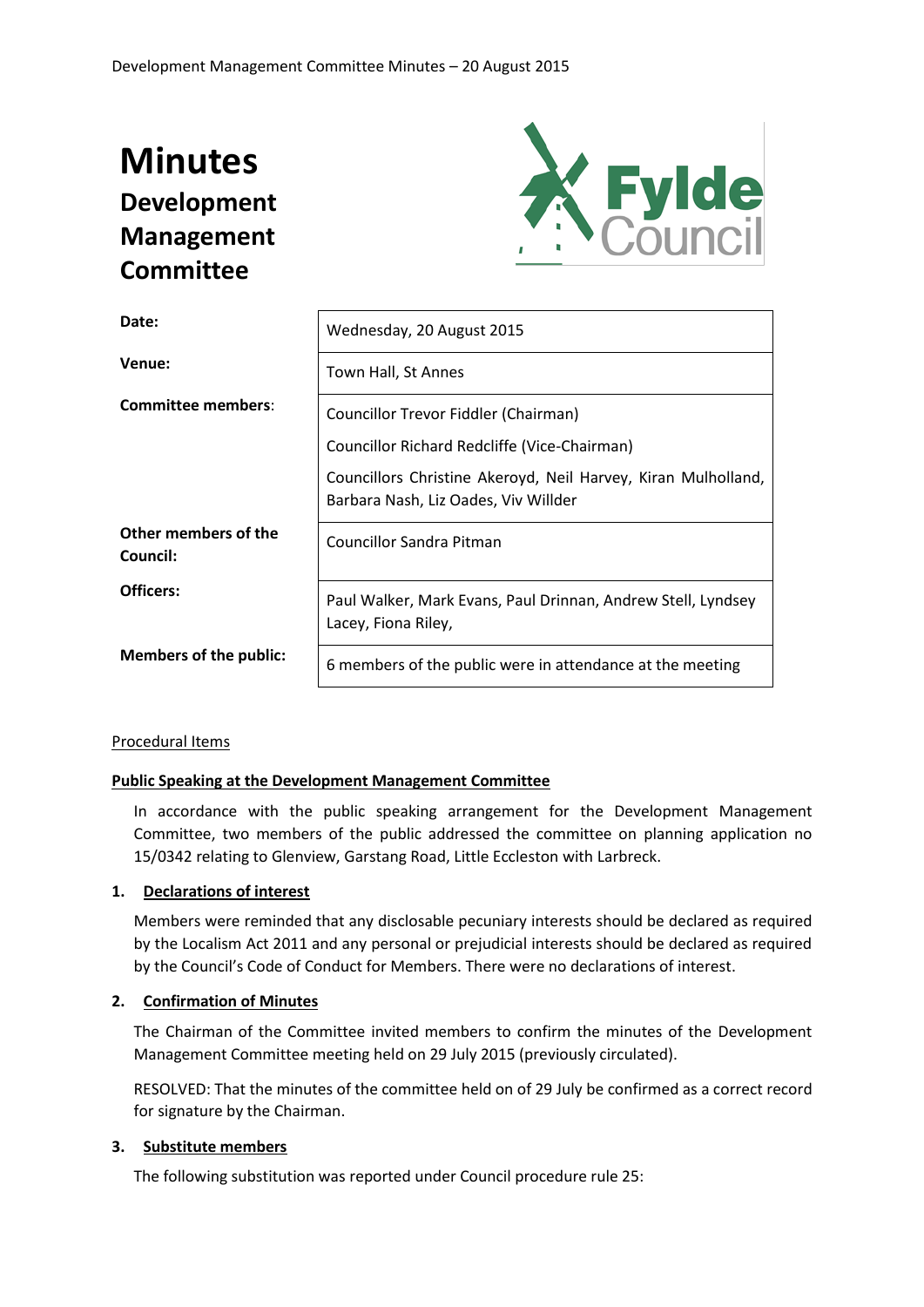# Minutes

## Development Management Committee

| | |
|---|---|
| **Date:** | Wednesday, 20 August 2015 |
| **Venue:** | Town Hall, St Annes |
| **Committee members**: | Councillor Trevor Fiddler (Chairman)<br>Councillor Richard Redcliffe (Vice-Chairman)<br>Councillors Christine Akeroyd, Neil Harvey, Kiran Mulholland, Barbara Nash, Liz Oades, Viv Willder |
| **Other members of the Council:** | Councillor Sandra Pitman |
| **Officers:** | Paul Walker, Mark Evans, Paul Drinnan, Andrew Stell, Lyndsey Lacey, Fiona Riley, |
| **Members of the public:** | 6 members of the public were in attendance at the meeting |

Procedural Items

**Public Speaking at the Development Management Committee**

In accordance with the public speaking arrangement for the Development Management Committee, two members of the public addressed the committee on planning application no 15/0342 relating to Glenview, Garstang Road, Little Eccleston with Larbreck.

### 1. Declarations of interest

Members were reminded that any disclosable pecuniary interests should be declared as required by the Localism Act 2011 and any personal or prejudicial interests should be declared as required by the Council's Code of Conduct for Members. There were no declarations of interest.

### 2. Confirmation of Minutes

The Chairman of the Committee invited members to confirm the minutes of the Development Management Committee meeting held on 29 July 2015 (previously circulated).

RESOLVED: That the minutes of the committee held on of 29 July be confirmed as a correct record for signature by the Chairman.

### 3. Substitute members

The following substitution was reported under Council procedure rule 25: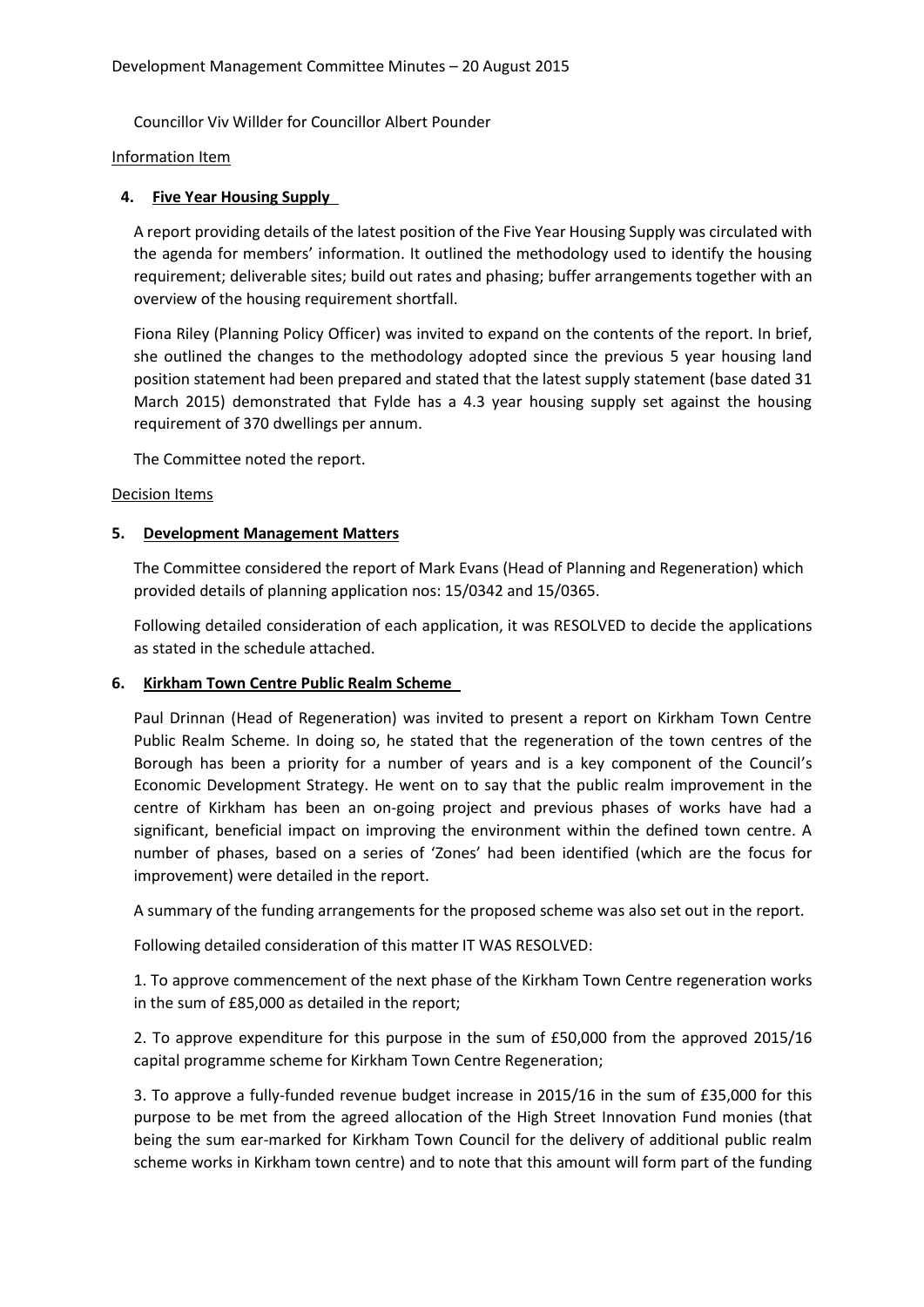Councillor Viv Willder for Councillor Albert Pounder

Information Item

## 4. Five Year Housing Supply

A report providing details of the latest position of the Five Year Housing Supply was circulated with the agenda for members' information. It outlined the methodology used to identify the housing requirement; deliverable sites; build out rates and phasing; buffer arrangements together with an overview of the housing requirement shortfall.

Fiona Riley (Planning Policy Officer) was invited to expand on the contents of the report. In brief, she outlined the changes to the methodology adopted since the previous 5 year housing land position statement had been prepared and stated that the latest supply statement (base dated 31 March 2015) demonstrated that Fylde has a 4.3 year housing supply set against the housing requirement of 370 dwellings per annum.

The Committee noted the report.

Decision Items

## 5. Development Management Matters

The Committee considered the report of Mark Evans (Head of Planning and Regeneration) which provided details of planning application nos: 15/0342 and 15/0365.

Following detailed consideration of each application, it was RESOLVED to decide the applications as stated in the schedule attached.

## 6. Kirkham Town Centre Public Realm Scheme

Paul Drinnan (Head of Regeneration) was invited to present a report on Kirkham Town Centre Public Realm Scheme. In doing so, he stated that the regeneration of the town centres of the Borough has been a priority for a number of years and is a key component of the Council's Economic Development Strategy. He went on to say that the public realm improvement in the centre of Kirkham has been an on-going project and previous phases of works have had a significant, beneficial impact on improving the environment within the defined town centre. A number of phases, based on a series of 'Zones' had been identified (which are the focus for improvement) were detailed in the report.

A summary of the funding arrangements for the proposed scheme was also set out in the report.

Following detailed consideration of this matter IT WAS RESOLVED:

1. To approve commencement of the next phase of the Kirkham Town Centre regeneration works in the sum of £85,000 as detailed in the report;

2. To approve expenditure for this purpose in the sum of £50,000 from the approved 2015/16 capital programme scheme for Kirkham Town Centre Regeneration;

3. To approve a fully-funded revenue budget increase in 2015/16 in the sum of £35,000 for this purpose to be met from the agreed allocation of the High Street Innovation Fund monies (that being the sum ear-marked for Kirkham Town Council for the delivery of additional public realm scheme works in Kirkham town centre) and to note that this amount will form part of the funding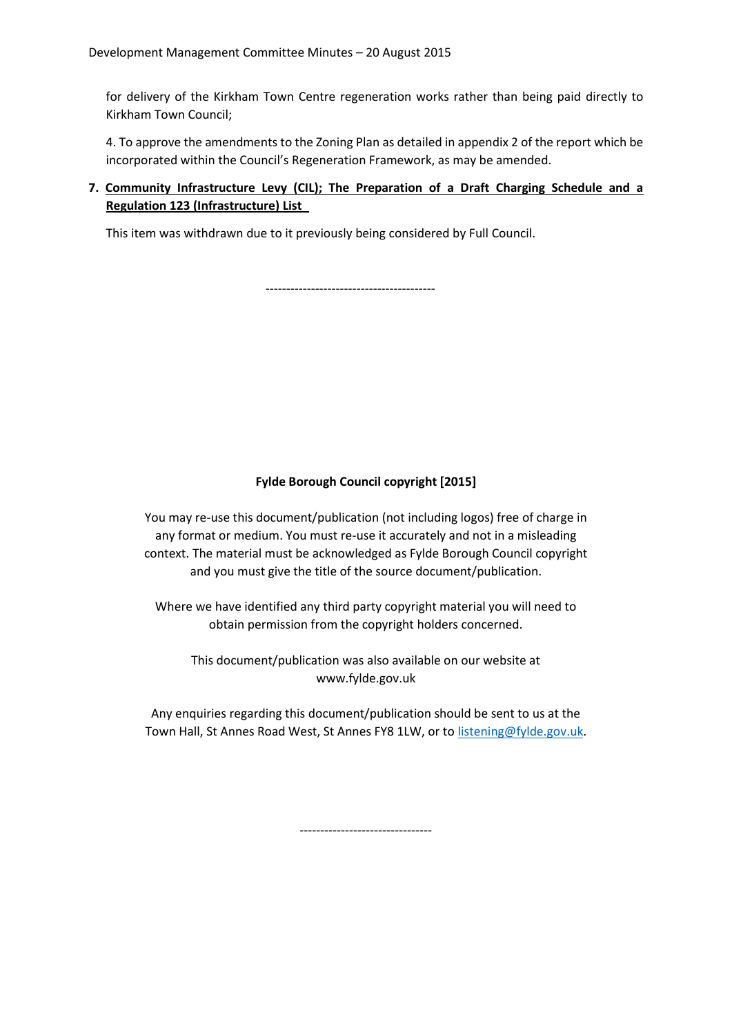for delivery of the Kirkham Town Centre regeneration works rather than being paid directly to Kirkham Town Council;

4. To approve the amendments to the Zoning Plan as detailed in appendix 2 of the report which be incorporated within the Council's Regeneration Framework, as may be amended.

**7. Community Infrastructure Levy (CIL); The Preparation of a Draft Charging Schedule and a Regulation 123 (Infrastructure) List**

This item was withdrawn due to it previously being considered by Full Council.

-----------------------------------------

**Fylde Borough Council copyright [2015]**

You may re-use this document/publication (not including logos) free of charge in any format or medium. You must re-use it accurately and not in a misleading context. The material must be acknowledged as Fylde Borough Council copyright and you must give the title of the source document/publication.

Where we have identified any third party copyright material you will need to obtain permission from the copyright holders concerned.

This document/publication was also available on our website at www.fylde.gov.uk

Any enquiries regarding this document/publication should be sent to us at the Town Hall, St Annes Road West, St Annes FY8 1LW, or to listening@fylde.gov.uk.

--------------------------------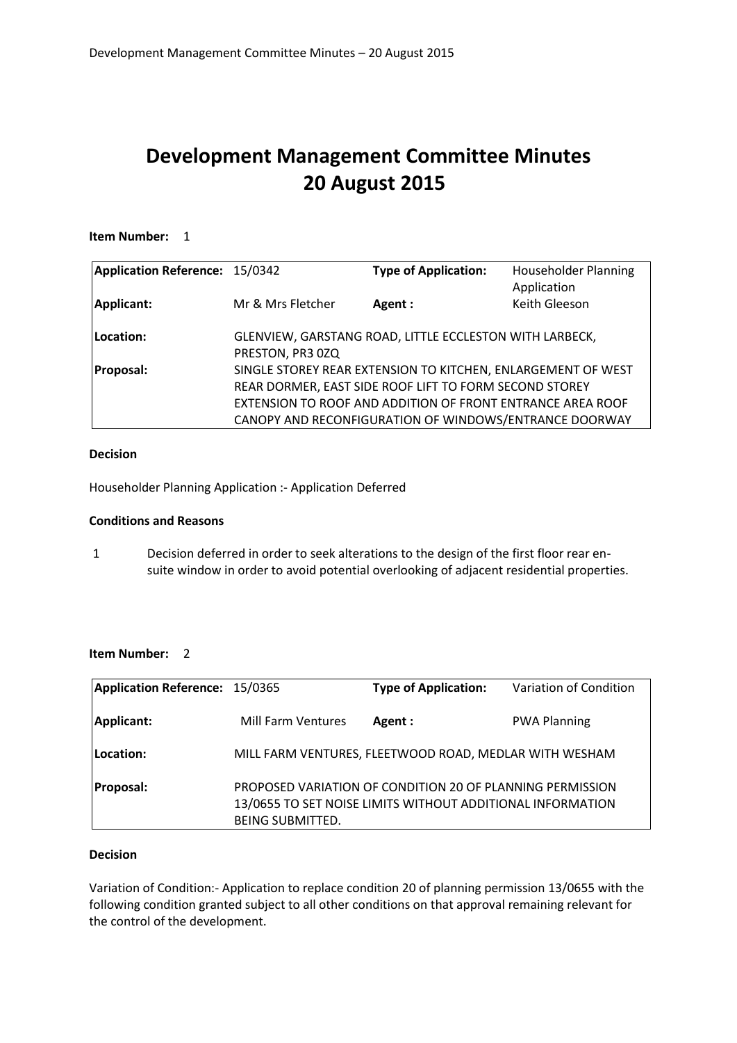# Development Management Committee Minutes
# 20 August 2015

**Item Number:** 1

| **Application Reference:** | 15/0342 | **Type of Application:** | Householder Planning Application |
|---|---|---|---|
| **Applicant:** | Mr & Mrs Fletcher | **Agent :** | Keith Gleeson |
| **Location:** | GLENVIEW, GARSTANG ROAD, LITTLE ECCLESTON WITH LARBECK, PRESTON, PR3 0ZQ | | |
| **Proposal:** | SINGLE STOREY REAR EXTENSION TO KITCHEN, ENLARGEMENT OF WEST REAR DORMER, EAST SIDE ROOF LIFT TO FORM SECOND STOREY EXTENSION TO ROOF AND ADDITION OF FRONT ENTRANCE AREA ROOF CANOPY AND RECONFIGURATION OF WINDOWS/ENTRANCE DOORWAY | | |

**Decision**

Householder Planning Application :- Application Deferred

**Conditions and Reasons**

1 Decision deferred in order to seek alterations to the design of the first floor rear en-suite window in order to avoid potential overlooking of adjacent residential properties.

**Item Number:** 2

| **Application Reference:** | 15/0365 | **Type of Application:** | Variation of Condition |
|---|---|---|---|
| **Applicant:** | Mill Farm Ventures | **Agent :** | PWA Planning |
| **Location:** | MILL FARM VENTURES, FLEETWOOD ROAD, MEDLAR WITH WESHAM | | |
| **Proposal:** | PROPOSED VARIATION OF CONDITION 20 OF PLANNING PERMISSION 13/0655 TO SET NOISE LIMITS WITHOUT ADDITIONAL INFORMATION BEING SUBMITTED. | | |

**Decision**

Variation of Condition:- Application to replace condition 20 of planning permission 13/0655 with the following condition granted subject to all other conditions on that approval remaining relevant for the control of the development.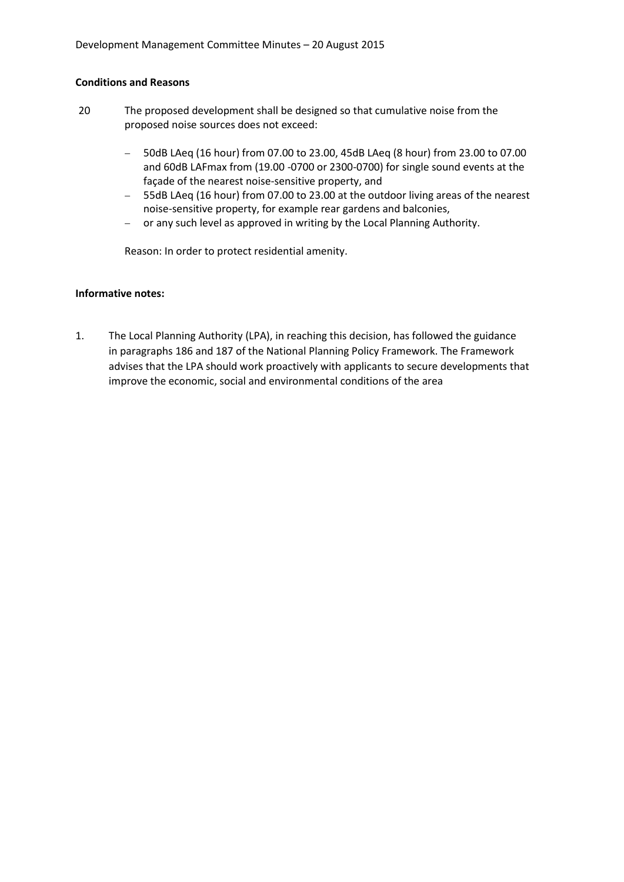**Conditions and Reasons**

20 The proposed development shall be designed so that cumulative noise from the proposed noise sources does not exceed:

- 50dB LAeq (16 hour) from 07.00 to 23.00, 45dB LAeq (8 hour) from 23.00 to 07.00 and 60dB LAFmax from (19.00 -0700 or 2300-0700) for single sound events at the façade of the nearest noise-sensitive property, and
- 55dB LAeq (16 hour) from 07.00 to 23.00 at the outdoor living areas of the nearest noise-sensitive property, for example rear gardens and balconies,
- or any such level as approved in writing by the Local Planning Authority.

Reason: In order to protect residential amenity.

**Informative notes:**

1. The Local Planning Authority (LPA), in reaching this decision, has followed the guidance in paragraphs 186 and 187 of the National Planning Policy Framework. The Framework advises that the LPA should work proactively with applicants to secure developments that improve the economic, social and environmental conditions of the area